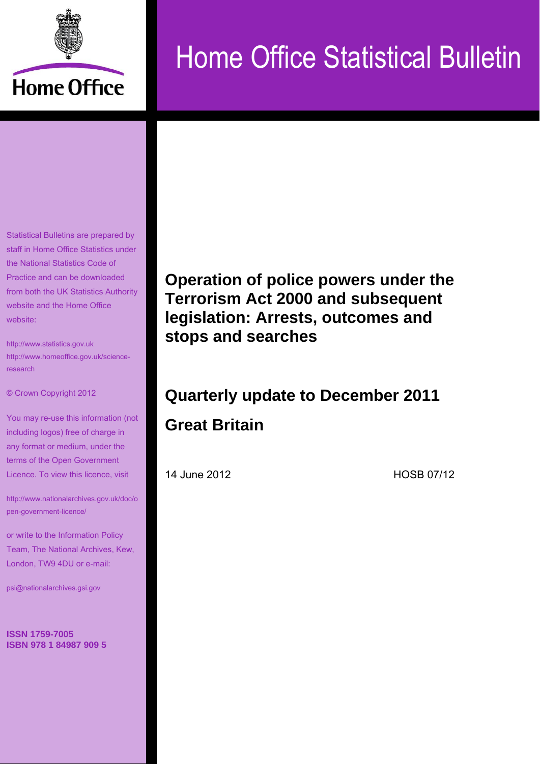Home Office

# Home Office Statistical Bulletin

Statistical Bulletins are prepared by staff in Home Office Statistics under the National Statistics Code of Practice and can be downloaded from both the UK Statistics Authority website and the Home Office website:

http://www.statistics.gov.uk
http://www.homeoffice.gov.uk/science-research

© Crown Copyright 2012

You may re-use this information (not including logos) free of charge in any format or medium, under the terms of the Open Government Licence. To view this licence, visit

http://www.nationalarchives.gov.uk/doc/open-government-licence/

or write to the Information Policy Team, The National Archives, Kew, London, TW9 4DU or e-mail:

psi@nationalarchives.gsi.gov

**ISSN 1759-7005**
**ISBN 978 1 84987 909 5**

## Operation of police powers under the Terrorism Act 2000 and subsequent legislation: Arrests, outcomes and stops and searches

## Quarterly update to December 2011

## Great Britain

14 June 2012 HOSB 07/12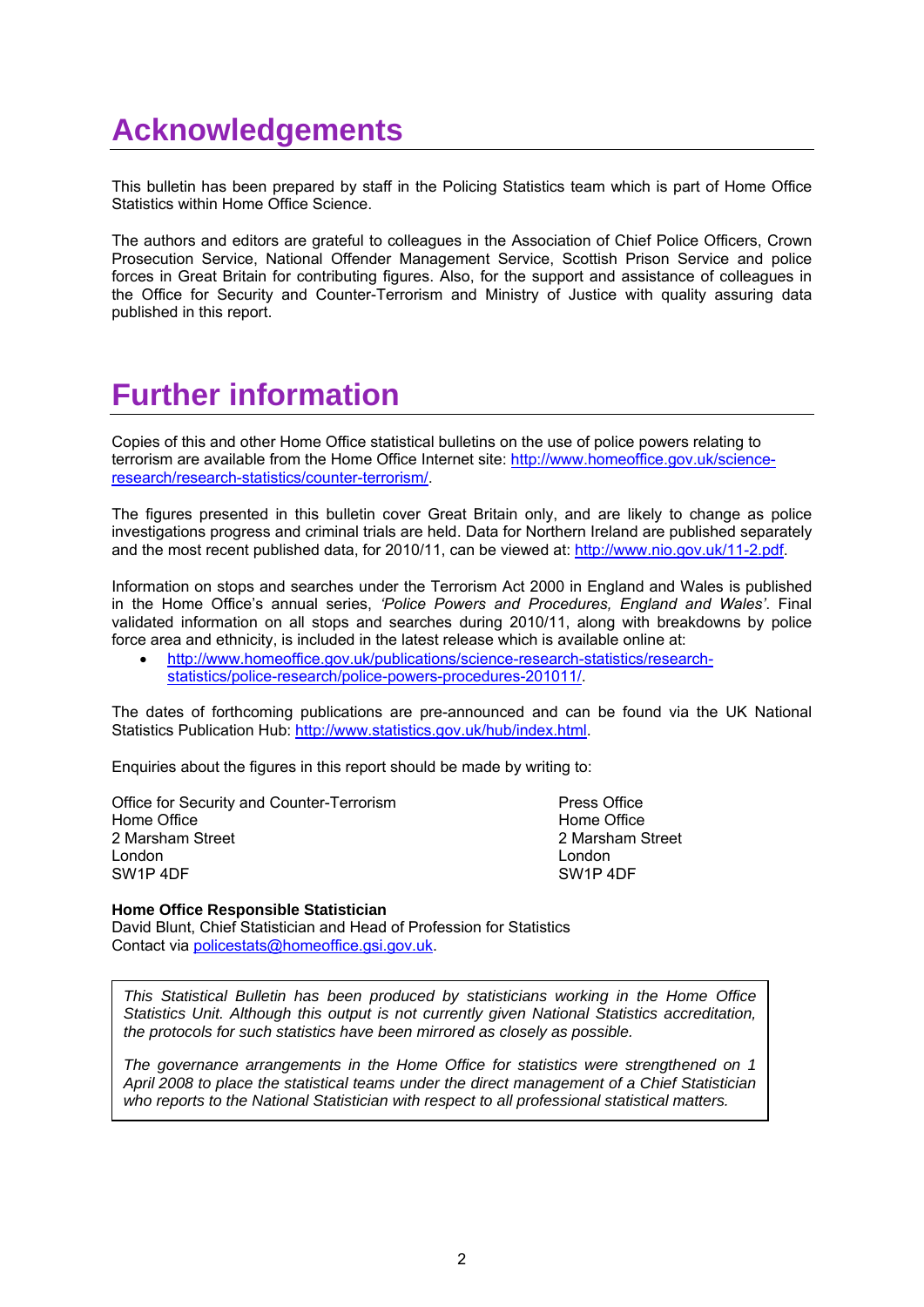# Acknowledgements

This bulletin has been prepared by staff in the Policing Statistics team which is part of Home Office Statistics within Home Office Science.

The authors and editors are grateful to colleagues in the Association of Chief Police Officers, Crown Prosecution Service, National Offender Management Service, Scottish Prison Service and police forces in Great Britain for contributing figures. Also, for the support and assistance of colleagues in the Office for Security and Counter-Terrorism and Ministry of Justice with quality assuring data published in this report.

# Further information

Copies of this and other Home Office statistical bulletins on the use of police powers relating to terrorism are available from the Home Office Internet site: http://www.homeoffice.gov.uk/science-research/research-statistics/counter-terrorism/.

The figures presented in this bulletin cover Great Britain only, and are likely to change as police investigations progress and criminal trials are held. Data for Northern Ireland are published separately and the most recent published data, for 2010/11, can be viewed at: http://www.nio.gov.uk/11-2.pdf.

Information on stops and searches under the Terrorism Act 2000 in England and Wales is published in the Home Office's annual series, *'Police Powers and Procedures, England and Wales'*. Final validated information on all stops and searches during 2010/11, along with breakdowns by police force area and ethnicity, is included in the latest release which is available online at:

- http://www.homeoffice.gov.uk/publications/science-research-statistics/research-statistics/police-research/police-powers-procedures-201011/.

The dates of forthcoming publications are pre-announced and can be found via the UK National Statistics Publication Hub: http://www.statistics.gov.uk/hub/index.html.

Enquiries about the figures in this report should be made by writing to:

Office for Security and Counter-Terrorism
Home Office
2 Marsham Street
London
SW1P 4DF

Press Office
Home Office
2 Marsham Street
London
SW1P 4DF

**Home Office Responsible Statistician**
David Blunt, Chief Statistician and Head of Profession for Statistics
Contact via policestats@homeoffice.gsi.gov.uk.

*This Statistical Bulletin has been produced by statisticians working in the Home Office Statistics Unit. Although this output is not currently given National Statistics accreditation, the protocols for such statistics have been mirrored as closely as possible.*

*The governance arrangements in the Home Office for statistics were strengthened on 1 April 2008 to place the statistical teams under the direct management of a Chief Statistician who reports to the National Statistician with respect to all professional statistical matters.*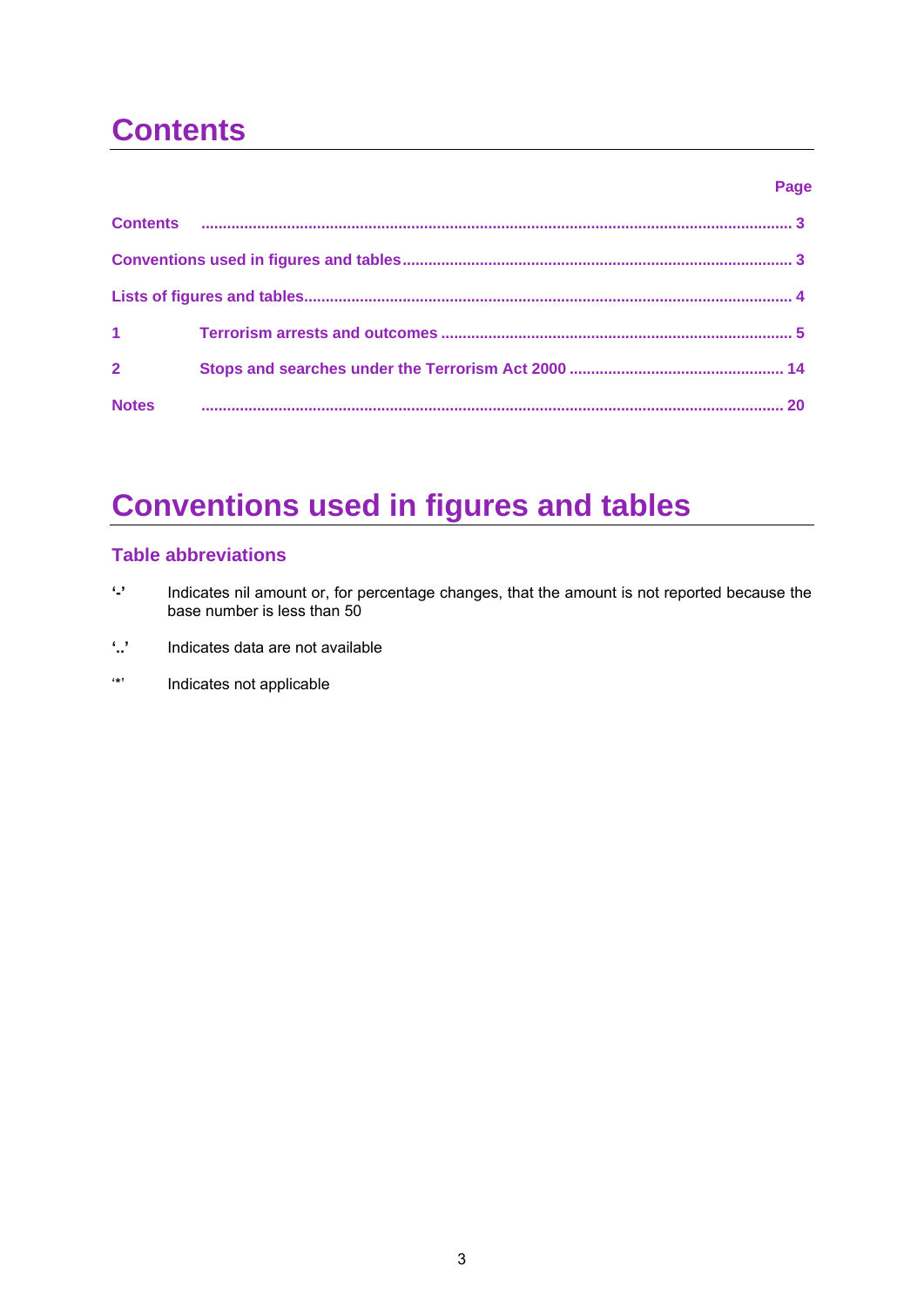# Contents

| | Page |
|---|---|
| Contents | 3 |
| Conventions used in figures and tables | 3 |
| Lists of figures and tables | 4 |
| 1 Terrorism arrests and outcomes | 5 |
| 2 Stops and searches under the Terrorism Act 2000 | 14 |
| Notes | 20 |

# Conventions used in figures and tables

## Table abbreviations

'-' Indicates nil amount or, for percentage changes, that the amount is not reported because the base number is less than 50

'..' Indicates data are not available

'*' Indicates not applicable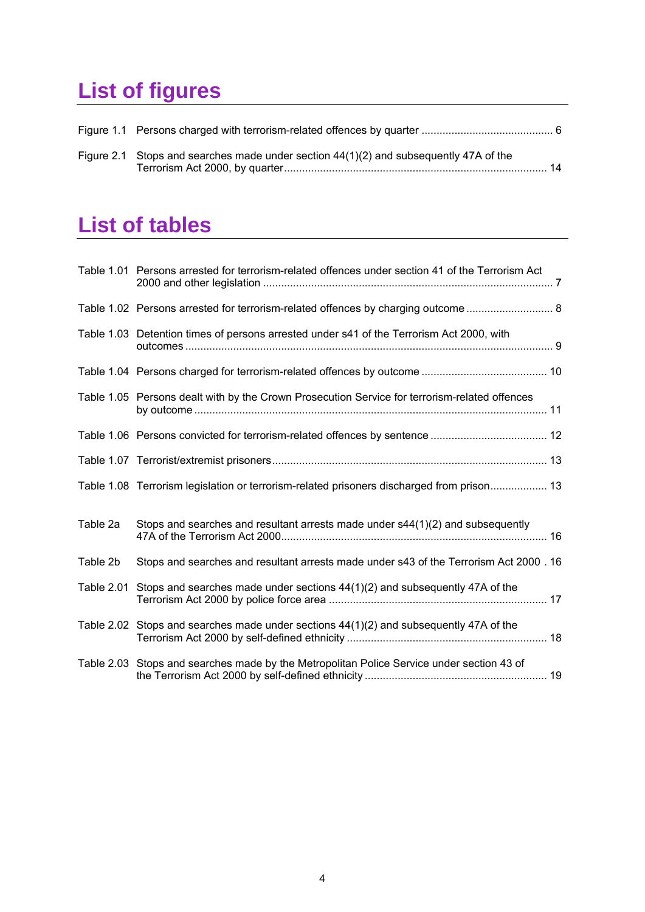# List of figures

Figure 1.1 Persons charged with terrorism-related offences by quarter ............................................ 6

Figure 2.1 Stops and searches made under section 44(1)(2) and subsequently 47A of the Terrorism Act 2000, by quarter....................................................................................... 14

# List of tables

Table 1.01 Persons arrested for terrorism-related offences under section 41 of the Terrorism Act 2000 and other legislation ................................................................................................ 7

Table 1.02 Persons arrested for terrorism-related offences by charging outcome ............................ 8

Table 1.03 Detention times of persons arrested under s41 of the Terrorism Act 2000, with outcomes ......................................................................................................................... 9

Table 1.04 Persons charged for terrorism-related offences by outcome .......................................... 10

Table 1.05 Persons dealt with by the Crown Prosecution Service for terrorism-related offences by outcome .................................................................................................................... 11

Table 1.06 Persons convicted for terrorism-related offences by sentence ....................................... 12

Table 1.07 Terrorist/extremist prisoners.......................................................................................... 13

Table 1.08 Terrorism legislation or terrorism-related prisoners discharged from prison................... 13

Table 2a Stops and searches and resultant arrests made under s44(1)(2) and subsequently 47A of the Terrorism Act 2000........................................................................................ 16

Table 2b Stops and searches and resultant arrests made under s43 of the Terrorism Act 2000 . 16

Table 2.01 Stops and searches made under sections 44(1)(2) and subsequently 47A of the Terrorism Act 2000 by police force area ......................................................................... 17

Table 2.02 Stops and searches made under sections 44(1)(2) and subsequently 47A of the Terrorism Act 2000 by self-defined ethnicity .................................................................. 18

Table 2.03 Stops and searches made by the Metropolitan Police Service under section 43 of the Terrorism Act 2000 by self-defined ethnicity ............................................................ 19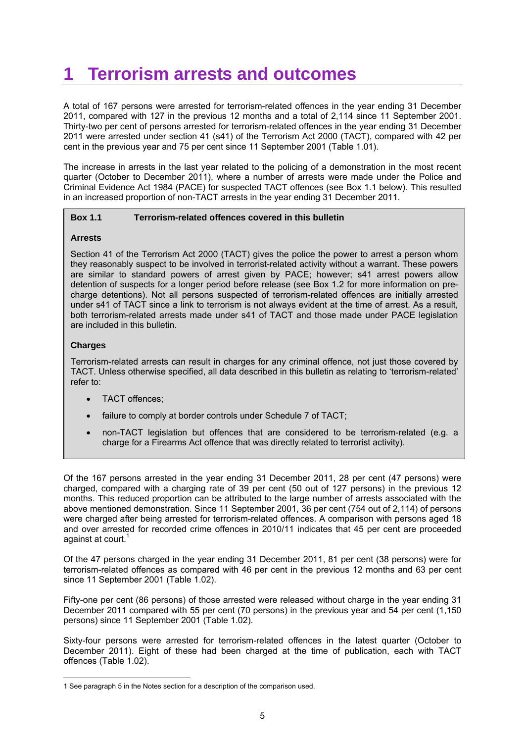# 1 Terrorism arrests and outcomes

A total of 167 persons were arrested for terrorism-related offences in the year ending 31 December 2011, compared with 127 in the previous 12 months and a total of 2,114 since 11 September 2001. Thirty-two per cent of persons arrested for terrorism-related offences in the year ending 31 December 2011 were arrested under section 41 (s41) of the Terrorism Act 2000 (TACT), compared with 42 per cent in the previous year and 75 per cent since 11 September 2001 (Table 1.01).

The increase in arrests in the last year related to the policing of a demonstration in the most recent quarter (October to December 2011), where a number of arrests were made under the Police and Criminal Evidence Act 1984 (PACE) for suspected TACT offences (see Box 1.1 below). This resulted in an increased proportion of non-TACT arrests in the year ending 31 December 2011.

> **Box 1.1 Terrorism-related offences covered in this bulletin**
>
> **Arrests**
>
> Section 41 of the Terrorism Act 2000 (TACT) gives the police the power to arrest a person whom they reasonably suspect to be involved in terrorist-related activity without a warrant. These powers are similar to standard powers of arrest given by PACE; however; s41 arrest powers allow detention of suspects for a longer period before release (see Box 1.2 for more information on pre-charge detentions). Not all persons suspected of terrorism-related offences are initially arrested under s41 of TACT since a link to terrorism is not always evident at the time of arrest. As a result, both terrorism-related arrests made under s41 of TACT and those made under PACE legislation are included in this bulletin.
>
> **Charges**
>
> Terrorism-related arrests can result in charges for any criminal offence, not just those covered by TACT. Unless otherwise specified, all data described in this bulletin as relating to 'terrorism-related' refer to:
>
> - TACT offences;
> - failure to comply at border controls under Schedule 7 of TACT;
> - non-TACT legislation but offences that are considered to be terrorism-related (e.g. a charge for a Firearms Act offence that was directly related to terrorist activity).

Of the 167 persons arrested in the year ending 31 December 2011, 28 per cent (47 persons) were charged, compared with a charging rate of 39 per cent (50 out of 127 persons) in the previous 12 months. This reduced proportion can be attributed to the large number of arrests associated with the above mentioned demonstration. Since 11 September 2001, 36 per cent (754 out of 2,114) of persons were charged after being arrested for terrorism-related offences. A comparison with persons aged 18 and over arrested for recorded crime offences in 2010/11 indicates that 45 per cent are proceeded against at court.[1]

Of the 47 persons charged in the year ending 31 December 2011, 81 per cent (38 persons) were for terrorism-related offences as compared with 46 per cent in the previous 12 months and 63 per cent since 11 September 2001 (Table 1.02).

Fifty-one per cent (86 persons) of those arrested were released without charge in the year ending 31 December 2011 compared with 55 per cent (70 persons) in the previous year and 54 per cent (1,150 persons) since 11 September 2001 (Table 1.02).

Sixty-four persons were arrested for terrorism-related offences in the latest quarter (October to December 2011). Eight of these had been charged at the time of publication, each with TACT offences (Table 1.02).

---

1 See paragraph 5 in the Notes section for a description of the comparison used.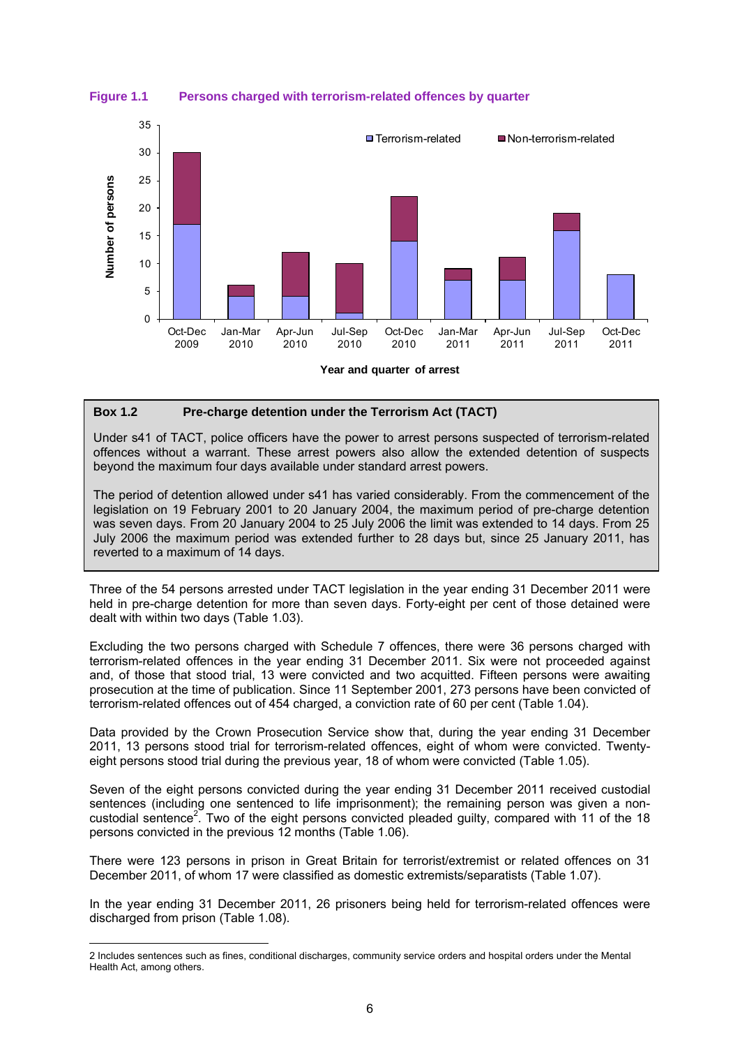**Figure 1.1 Persons charged with terrorism-related offences by quarter**

**Box 1.2 Pre-charge detention under the Terrorism Act (TACT)**

Under s41 of TACT, police officers have the power to arrest persons suspected of terrorism-related offences without a warrant. These arrest powers also allow the extended detention of suspects beyond the maximum four days available under standard arrest powers.

The period of detention allowed under s41 has varied considerably. From the commencement of the legislation on 19 February 2001 to 20 January 2004, the maximum period of pre-charge detention was seven days. From 20 January 2004 to 25 July 2006 the limit was extended to 14 days. From 25 July 2006 the maximum period was extended further to 28 days but, since 25 January 2011, has reverted to a maximum of 14 days.

Three of the 54 persons arrested under TACT legislation in the year ending 31 December 2011 were held in pre-charge detention for more than seven days. Forty-eight per cent of those detained were dealt with within two days (Table 1.03).

Excluding the two persons charged with Schedule 7 offences, there were 36 persons charged with terrorism-related offences in the year ending 31 December 2011. Six were not proceeded against and, of those that stood trial, 13 were convicted and two acquitted. Fifteen persons were awaiting prosecution at the time of publication. Since 11 September 2001, 273 persons have been convicted of terrorism-related offences out of 454 charged, a conviction rate of 60 per cent (Table 1.04).

Data provided by the Crown Prosecution Service show that, during the year ending 31 December 2011, 13 persons stood trial for terrorism-related offences, eight of whom were convicted. Twenty-eight persons stood trial during the previous year, 18 of whom were convicted (Table 1.05).

Seven of the eight persons convicted during the year ending 31 December 2011 received custodial sentences (including one sentenced to life imprisonment); the remaining person was given a non-custodial sentence[2]. Two of the eight persons convicted pleaded guilty, compared with 11 of the 18 persons convicted in the previous 12 months (Table 1.06).

There were 123 persons in prison in Great Britain for terrorist/extremist or related offences on 31 December 2011, of whom 17 were classified as domestic extremists/separatists (Table 1.07).

In the year ending 31 December 2011, 26 prisoners being held for terrorism-related offences were discharged from prison (Table 1.08).

---

2 Includes sentences such as fines, conditional discharges, community service orders and hospital orders under the Mental Health Act, among others.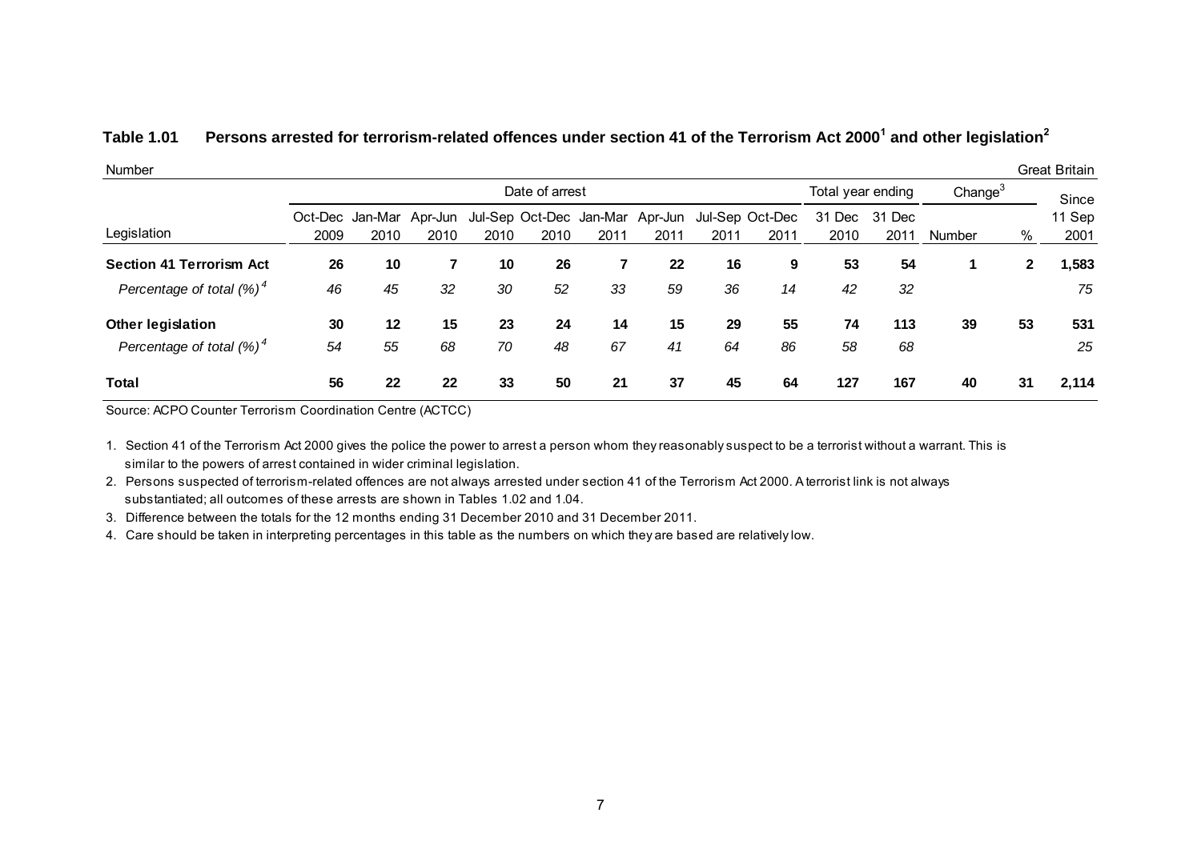**Table 1.01 Persons arrested for terrorism-related offences under section 41 of the Terrorism Act 2000[1] and other legislation[2]**

Number — Great Britain

| Legislation | Date of arrest | | | | | | | | | Total year ending | | Change[3] | | Since |
|---|---|---|---|---|---|---|---|---|---|---|---|---|---|---|
| | Oct-Dec 2009 | Jan-Mar 2010 | Apr-Jun 2010 | Jul-Sep 2010 | Oct-Dec 2010 | Jan-Mar 2011 | Apr-Jun 2011 | Jul-Sep 2011 | Oct-Dec 2011 | 31 Dec 2010 | 31 Dec 2011 | Number | % | 11 Sep 2001 |
| **Section 41 Terrorism Act** | **26** | **10** | **7** | **10** | **26** | **7** | **22** | **16** | **9** | **53** | **54** | **1** | **2** | **1,583** |
| *Percentage of total (%)[4]* | *46* | *45* | *32* | *30* | *52* | *33* | *59* | *36* | *14* | *42* | *32* | | | *75* |
| **Other legislation** | **30** | **12** | **15** | **23** | **24** | **14** | **15** | **29** | **55** | **74** | **113** | **39** | **53** | **531** |
| *Percentage of total (%)[4]* | *54* | *55* | *68* | *70* | *48* | *67* | *41* | *64* | *86* | *58* | *68* | | | *25* |
| **Total** | **56** | **22** | **22** | **33** | **50** | **21** | **37** | **45** | **64** | **127** | **167** | **40** | **31** | **2,114** |

Source: ACPO Counter Terrorism Coordination Centre (ACTCC)

1. Section 41 of the Terrorism Act 2000 gives the police the power to arrest a person whom they reasonably suspect to be a terrorist without a warrant. This is similar to the powers of arrest contained in wider criminal legislation.
2. Persons suspected of terrorism-related offences are not always arrested under section 41 of the Terrorism Act 2000. A terrorist link is not always substantiated; all outcomes of these arrests are shown in Tables 1.02 and 1.04.
3. Difference between the totals for the 12 months ending 31 December 2010 and 31 December 2011.
4. Care should be taken in interpreting percentages in this table as the numbers on which they are based are relatively low.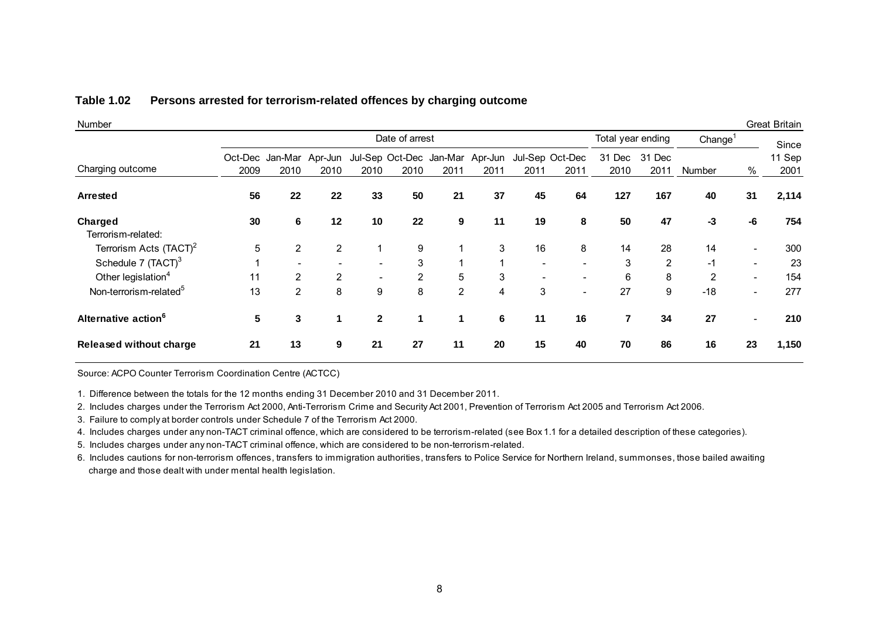**Table 1.02 Persons arrested for terrorism-related offences by charging outcome**

Number | Great Britain

| Charging outcome | Date of arrest | | | | | | | | | Total year ending | | Change[1] | | Since |
|---|---|---|---|---|---|---|---|---|---|---|---|---|---|---|
| | Oct-Dec 2009 | Jan-Mar 2010 | Apr-Jun 2010 | Jul-Sep 2010 | Oct-Dec 2010 | Jan-Mar 2011 | Apr-Jun 2011 | Jul-Sep 2011 | Oct-Dec 2011 | 31 Dec 2010 | 31 Dec 2011 | Number | % | 11 Sep 2001 |
| **Arrested** | **56** | **22** | **22** | **33** | **50** | **21** | **37** | **45** | **64** | **127** | **167** | **40** | **31** | **2,114** |
| **Charged** | **30** | **6** | **12** | **10** | **22** | **9** | **11** | **19** | **8** | **50** | **47** | **-3** | **-6** | **754** |
| Terrorism-related: | | | | | | | | | | | | | | |
| Terrorism Acts (TACT)[2] | 5 | 2 | 2 | 1 | 9 | 1 | 3 | 16 | 8 | 14 | 28 | 14 | - | 300 |
| Schedule 7 (TACT)[3] | 1 | - | - | - | 3 | 1 | 1 | - | - | 3 | 2 | -1 | - | 23 |
| Other legislation[4] | 11 | 2 | 2 | - | 2 | 5 | 3 | - | - | 6 | 8 | 2 | - | 154 |
| Non-terrorism-related[5] | 13 | 2 | 8 | 9 | 8 | 2 | 4 | 3 | - | 27 | 9 | -18 | - | 277 |
| **Alternative action[6]** | **5** | **3** | **1** | **2** | **1** | **1** | **6** | **11** | **16** | **7** | **34** | **27** | **-** | **210** |
| **Released without charge** | **21** | **13** | **9** | **21** | **27** | **11** | **20** | **15** | **40** | **70** | **86** | **16** | **23** | **1,150** |

Source: ACPO Counter Terrorism Coordination Centre (ACTCC)

1. Difference between the totals for the 12 months ending 31 December 2010 and 31 December 2011.
2. Includes charges under the Terrorism Act 2000, Anti-Terrorism Crime and Security Act 2001, Prevention of Terrorism Act 2005 and Terrorism Act 2006.
3. Failure to comply at border controls under Schedule 7 of the Terrorism Act 2000.
4. Includes charges under any non-TACT criminal offence, which are considered to be terrorism-related (see Box 1.1 for a detailed description of these categories).
5. Includes charges under any non-TACT criminal offence, which are considered to be non-terrorism-related.
6. Includes cautions for non-terrorism offences, transfers to immigration authorities, transfers to Police Service for Northern Ireland, summonses, those bailed awaiting charge and those dealt with under mental health legislation.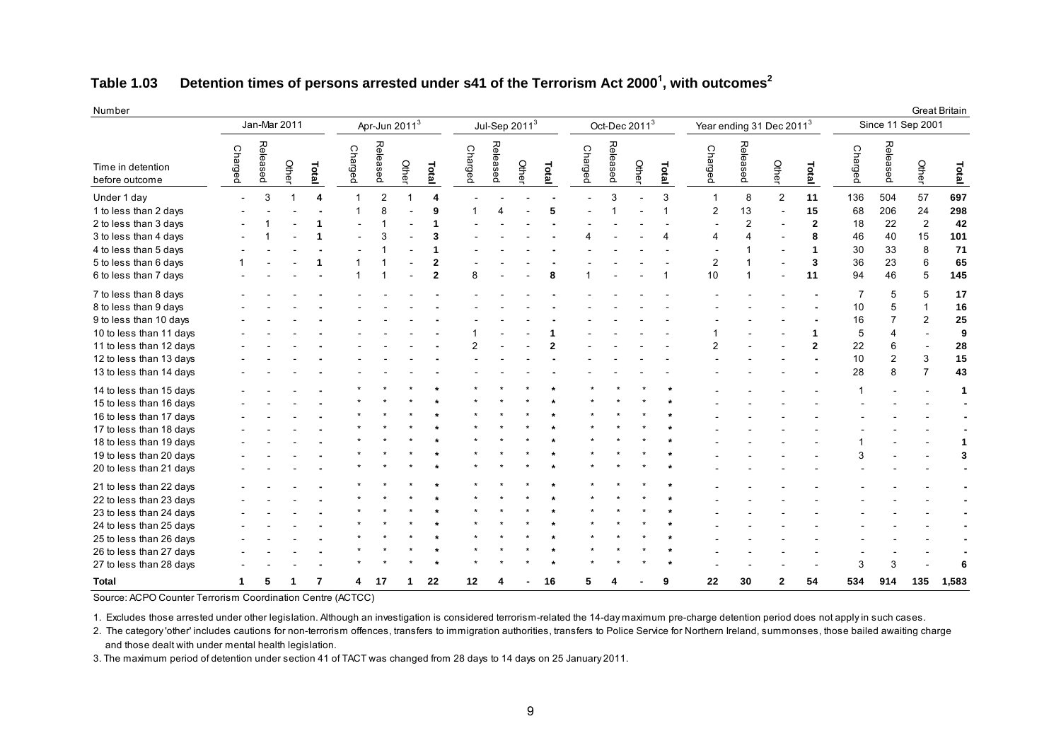## Table 1.03 Detention times of persons arrested under s41 of the Terrorism Act 2000[1], with outcomes[2]

Number | Great Britain

| Time in detention before outcome | Jan-Mar 2011 | | | | Apr-Jun 2011[3] | | | | Jul-Sep 2011[3] | | | | Oct-Dec 2011[3] | | | | Year ending 31 Dec 2011[3] | | | | Since 11 Sep 2001 | | | |
|---|---|---|---|---|---|---|---|---|---|---|---|---|---|---|---|---|---|---|---|---|---|---|---|---|
| | Charged | Released | Other | **Total** | Charged | Released | Other | **Total** | Charged | Released | Other | **Total** | Charged | Released | Other | **Total** | Charged | Released | Other | **Total** | Charged | Released | Other | **Total** |
| Under 1 day | - | 3 | 1 | **4** | 1 | 2 | 1 | **4** | - | - | - | **-** | - | 3 | - | 3 | 1 | 8 | 2 | **11** | 136 | 504 | 57 | **697** |
| 1 to less than 2 days | - | - | - | **-** | 1 | 8 | - | **9** | 1 | 4 | - | **5** | - | 1 | - | 1 | 2 | 13 | - | **15** | 68 | 206 | 24 | **298** |
| 2 to less than 3 days | - | 1 | - | **1** | - | 1 | - | **1** | - | - | - | **-** | - | - | - | - | - | 2 | - | **2** | 18 | 22 | 2 | **42** |
| 3 to less than 4 days | - | 1 | - | **1** | - | 3 | - | **3** | - | - | - | **-** | 4 | - | - | 4 | 4 | 4 | - | **8** | 46 | 40 | 15 | **101** |
| 4 to less than 5 days | - | - | - | **-** | - | 1 | - | **1** | - | - | - | **-** | - | - | - | - | - | 1 | - | **1** | 30 | 33 | 8 | **71** |
| 5 to less than 6 days | 1 | - | - | **1** | 1 | 1 | - | **2** | - | - | - | **-** | - | - | - | - | 2 | 1 | - | **3** | 36 | 23 | 6 | **65** |
| 6 to less than 7 days | - | - | - | **-** | 1 | 1 | - | **2** | 8 | - | - | **8** | 1 | - | - | 1 | 10 | 1 | - | **11** | 94 | 46 | 5 | **145** |
| 7 to less than 8 days | - | - | - | **-** | - | - | - | **-** | - | - | - | **-** | - | - | - | - | - | - | - | **-** | 7 | 5 | 5 | **17** |
| 8 to less than 9 days | - | - | - | **-** | - | - | - | **-** | - | - | - | **-** | - | - | - | - | - | - | - | **-** | 10 | 5 | 1 | **16** |
| 9 to less than 10 days | - | - | - | **-** | - | - | - | **-** | - | - | - | **-** | - | - | - | - | - | - | - | **-** | 16 | 7 | 2 | **25** |
| 10 to less than 11 days | - | - | - | **-** | - | - | - | **-** | 1 | - | - | **1** | - | - | - | - | 1 | - | - | **1** | 5 | 4 | - | **9** |
| 11 to less than 12 days | - | - | - | **-** | - | - | - | **-** | 2 | - | - | **2** | - | - | - | - | 2 | - | - | **2** | 22 | 6 | - | **28** |
| 12 to less than 13 days | - | - | - | **-** | - | - | - | **-** | - | - | - | **-** | - | - | - | - | - | - | - | **-** | 10 | 2 | 3 | **15** |
| 13 to less than 14 days | - | - | - | **-** | - | - | - | **-** | - | - | - | **-** | - | - | - | - | - | - | - | **-** | 28 | 8 | 7 | **43** |
| 14 to less than 15 days | - | - | - | **-** | * | * | * | **\*** | * | * | * | **\*** | * | * | * | **\*** | - | - | - | - | 1 | - | - | **1** |
| 15 to less than 16 days | - | - | - | **-** | * | * | * | **\*** | * | * | * | **\*** | * | * | * | **\*** | - | - | - | - | - | - | - | **-** |
| 16 to less than 17 days | - | - | - | **-** | * | * | * | **\*** | * | * | * | **\*** | * | * | * | **\*** | - | - | - | - | - | - | - | **-** |
| 17 to less than 18 days | - | - | - | **-** | * | * | * | **\*** | * | * | * | **\*** | * | * | * | **\*** | - | - | - | - | - | - | - | **-** |
| 18 to less than 19 days | - | - | - | **-** | * | * | * | **\*** | * | * | * | **\*** | * | * | * | **\*** | - | - | - | - | 1 | - | - | **1** |
| 19 to less than 20 days | - | - | - | **-** | * | * | * | **\*** | * | * | * | **\*** | * | * | * | **\*** | - | - | - | - | 3 | - | - | **3** |
| 20 to less than 21 days | - | - | - | **-** | * | * | * | **\*** | * | * | * | **\*** | * | * | * | **\*** | - | - | - | - | - | - | - | **-** |
| 21 to less than 22 days | - | - | - | **-** | * | * | * | **\*** | * | * | * | **\*** | * | * | * | **\*** | - | - | - | - | - | - | - | **-** |
| 22 to less than 23 days | - | - | - | **-** | * | * | * | **\*** | * | * | * | **\*** | * | * | * | **\*** | - | - | - | - | - | - | - | **-** |
| 23 to less than 24 days | - | - | - | **-** | * | * | * | **\*** | * | * | * | **\*** | * | * | * | **\*** | - | - | - | - | - | - | - | **-** |
| 24 to less than 25 days | - | - | - | **-** | * | * | * | **\*** | * | * | * | **\*** | * | * | * | **\*** | - | - | - | - | - | - | - | **-** |
| 25 to less than 26 days | - | - | - | **-** | * | * | * | **\*** | * | * | * | **\*** | * | * | * | **\*** | - | - | - | - | - | - | - | **-** |
| 26 to less than 27 days | - | - | - | **-** | * | * | * | **\*** | * | * | * | **\*** | * | * | * | **\*** | - | - | - | - | - | - | - | **-** |
| 27 to less than 28 days | - | - | - | **-** | * | * | * | **\*** | * | * | * | **\*** | * | * | * | **\*** | - | - | - | - | 3 | 3 | - | **6** |
| **Total** | **1** | **5** | **1** | **7** | **4** | **17** | **1** | **22** | **12** | **4** | **-** | **16** | **5** | **4** | **-** | **9** | **22** | **30** | **2** | **54** | **534** | **914** | **135** | **1,583** |

Source: ACPO Counter Terrorism Coordination Centre (ACTCC)

1. Excludes those arrested under other legislation. Although an investigation is considered terrorism-related the 14-day maximum pre-charge detention period does not apply in such cases.
2. The category 'other' includes cautions for non-terrorism offences, transfers to immigration authorities, transfers to Police Service for Northern Ireland, summonses, those bailed awaiting charge and those dealt with under mental health legislation.
3. The maximum period of detention under section 41 of TACT was changed from 28 days to 14 days on 25 January 2011.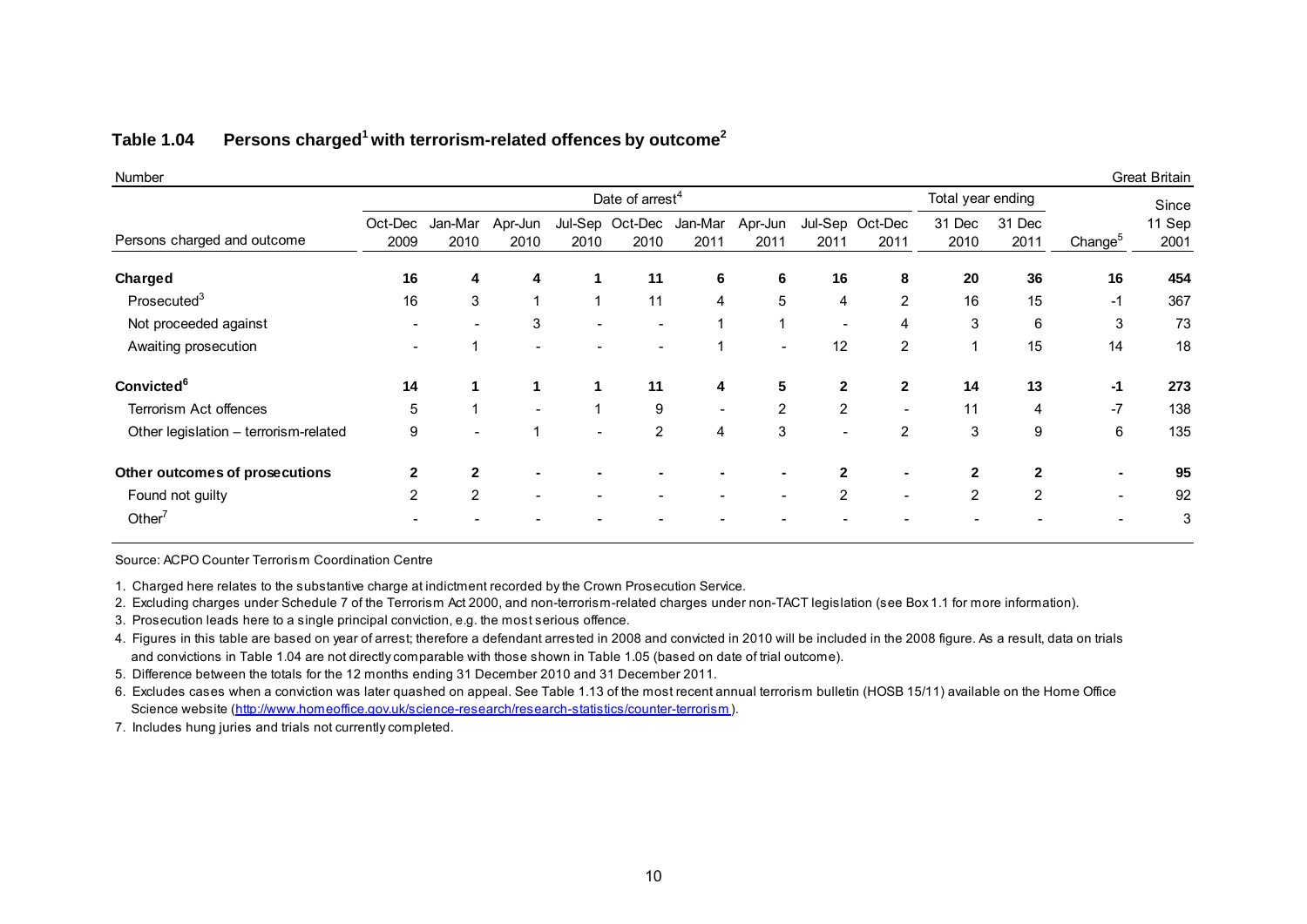## Table 1.04 Persons charged[1] with terrorism-related offences by outcome[2]

Number | Great Britain

| Persons charged and outcome | Date of arrest[4] | | | | | | | | | Total year ending | | | Since |
|---|---|---|---|---|---|---|---|---|---|---|---|---|---|
| | Oct-Dec 2009 | Jan-Mar 2010 | Apr-Jun 2010 | Jul-Sep 2010 | Oct-Dec 2010 | Jan-Mar 2011 | Apr-Jun 2011 | Jul-Sep 2011 | Oct-Dec 2011 | 31 Dec 2010 | 31 Dec 2011 | Change[5] | 11 Sep 2001 |
| **Charged** | **16** | **4** | **4** | **1** | **11** | **6** | **6** | **16** | **8** | **20** | **36** | **16** | **454** |
| Prosecuted[3] | 16 | 3 | 1 | 1 | 11 | 4 | 5 | 4 | 2 | 16 | 15 | -1 | 367 |
| Not proceeded against | - | - | 3 | - | - | 1 | 1 | - | 4 | 3 | 6 | 3 | 73 |
| Awaiting prosecution | - | 1 | - | - | - | 1 | - | 12 | 2 | 1 | 15 | 14 | 18 |
| **Convicted[6]** | **14** | **1** | **1** | **1** | **11** | **4** | **5** | **2** | **2** | **14** | **13** | **-1** | **273** |
| Terrorism Act offences | 5 | 1 | - | 1 | 9 | - | 2 | 2 | - | 11 | 4 | -7 | 138 |
| Other legislation – terrorism-related | 9 | - | 1 | - | 2 | 4 | 3 | - | 2 | 3 | 9 | 6 | 135 |
| **Other outcomes of prosecutions** | **2** | **2** | **-** | **-** | **-** | **-** | **-** | **2** | **-** | **2** | **2** | **-** | **95** |
| Found not guilty | 2 | 2 | - | - | - | - | - | 2 | - | 2 | 2 | - | 92 |
| Other[7] | - | - | - | - | - | - | - | - | - | - | - | - | 3 |

Source: ACPO Counter Terrorism Coordination Centre

1. Charged here relates to the substantive charge at indictment recorded by the Crown Prosecution Service.
2. Excluding charges under Schedule 7 of the Terrorism Act 2000, and non-terrorism-related charges under non-TACT legislation (see Box 1.1 for more information).
3. Prosecution leads here to a single principal conviction, e.g. the most serious offence.
4. Figures in this table are based on year of arrest; therefore a defendant arrested in 2008 and convicted in 2010 will be included in the 2008 figure. As a result, data on trials and convictions in Table 1.04 are not directly comparable with those shown in Table 1.05 (based on date of trial outcome).
5. Difference between the totals for the 12 months ending 31 December 2010 and 31 December 2011.
6. Excludes cases when a conviction was later quashed on appeal. See Table 1.13 of the most recent annual terrorism bulletin (HOSB 15/11) available on the Home Office Science website (http://www.homeoffice.gov.uk/science-research/research-statistics/counter-terrorism).
7. Includes hung juries and trials not currently completed.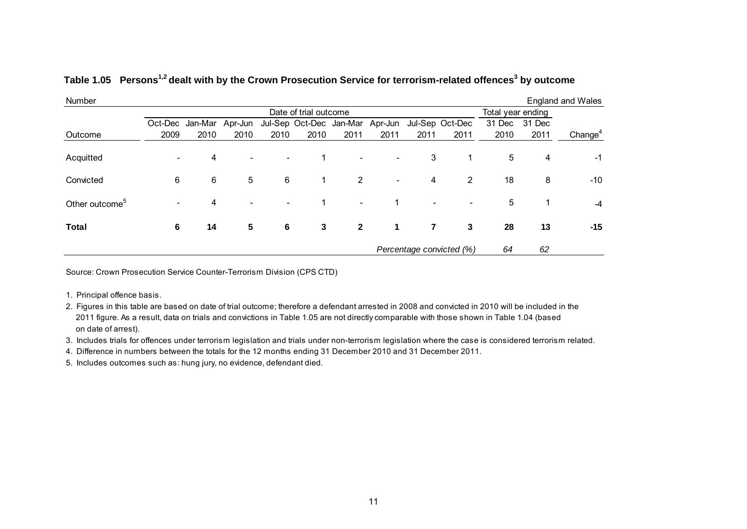### Table 1.05 Persons[1,2] dealt with by the Crown Prosecution Service for terrorism-related offences[3] by outcome

Number | England and Wales

| Outcome | Date of trial outcome | | | | | | | | | Total year ending | | |
|---|---|---|---|---|---|---|---|---|---|---|---|---|
| | Oct-Dec 2009 | Jan-Mar 2010 | Apr-Jun 2010 | Jul-Sep 2010 | Oct-Dec 2010 | Jan-Mar 2011 | Apr-Jun 2011 | Jul-Sep 2011 | Oct-Dec 2011 | 31 Dec 2010 | 31 Dec 2011 | Change[4] |
| Acquitted | - | 4 | - | - | 1 | - | - | 3 | 1 | 5 | 4 | -1 |
| Convicted | 6 | 6 | 5 | 6 | 1 | 2 | - | 4 | 2 | 18 | 8 | -10 |
| Other outcome[5] | - | 4 | - | - | 1 | - | 1 | - | - | 5 | 1 | -4 |
| **Total** | **6** | **14** | **5** | **6** | **3** | **2** | **1** | **7** | **3** | **28** | **13** | **-15** |
| | | | | | | | *Percentage convicted (%)* | | | *64* | *62* | |

Source: Crown Prosecution Service Counter-Terrorism Division (CPS CTD)

1. Principal offence basis.
2. Figures in this table are based on date of trial outcome; therefore a defendant arrested in 2008 and convicted in 2010 will be included in the 2011 figure. As a result, data on trials and convictions in Table 1.05 are not directly comparable with those shown in Table 1.04 (based on date of arrest).
3. Includes trials for offences under terrorism legislation and trials under non-terrorism legislation where the case is considered terrorism related.
4. Difference in numbers between the totals for the 12 months ending 31 December 2010 and 31 December 2011.
5. Includes outcomes such as: hung jury, no evidence, defendant died.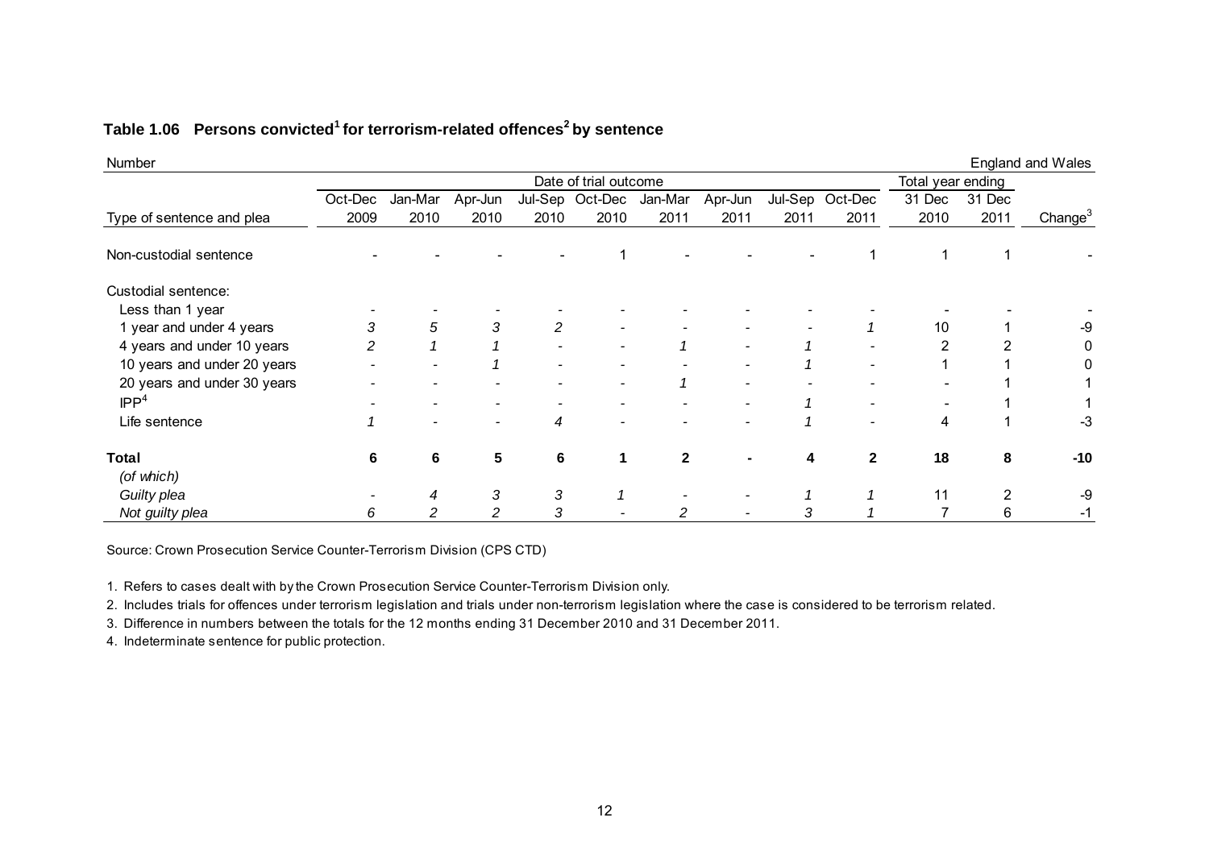### Table 1.06 Persons convicted[1] for terrorism-related offences[2] by sentence

Number | England and Wales

| | Date of trial outcome | | | | | | | | | Total year ending | | |
|---|---|---|---|---|---|---|---|---|---|---|---|---|
| Type of sentence and plea | Oct-Dec 2009 | Jan-Mar 2010 | Apr-Jun 2010 | Jul-Sep 2010 | Oct-Dec 2010 | Jan-Mar 2011 | Apr-Jun 2011 | Jul-Sep 2011 | Oct-Dec 2011 | 31 Dec 2010 | 31 Dec 2011 | Change[3] |
| Non-custodial sentence | - | - | - | - | 1 | - | - | - | 1 | 1 | 1 | - |
| Custodial sentence: | | | | | | | | | | | | |
| Less than 1 year | - | - | - | - | - | - | - | - | - | - | - | - |
| 1 year and under 4 years | *3* | *5* | *3* | *2* | - | - | - | - | *1* | 10 | 1 | -9 |
| 4 years and under 10 years | *2* | *1* | *1* | - | - | *1* | - | *1* | - | 2 | 2 | 0 |
| 10 years and under 20 years | - | - | *1* | - | - | - | - | *1* | - | 1 | 1 | 0 |
| 20 years and under 30 years | - | - | - | - | - | *1* | - | - | - | - | 1 | 1 |
| IPP[4] | - | - | - | - | - | - | - | *1* | - | - | 1 | 1 |
| Life sentence | *1* | - | - | *4* | - | - | - | *1* | - | 4 | 1 | -3 |
| **Total** | **6** | **6** | **5** | **6** | **1** | **2** | **-** | **4** | **2** | **18** | **8** | **-10** |
| *(of which)* | | | | | | | | | | | | |
| *Guilty plea* | - | *4* | *3* | *3* | *1* | - | - | *1* | *1* | 11 | 2 | -9 |
| *Not guilty plea* | *6* | *2* | *2* | *3* | - | *2* | - | *3* | *1* | 7 | 6 | -1 |

Source: Crown Prosecution Service Counter-Terrorism Division (CPS CTD)

1. Refers to cases dealt with by the Crown Prosecution Service Counter-Terrorism Division only.
2. Includes trials for offences under terrorism legislation and trials under non-terrorism legislation where the case is considered to be terrorism related.
3. Difference in numbers between the totals for the 12 months ending 31 December 2010 and 31 December 2011.
4. Indeterminate sentence for public protection.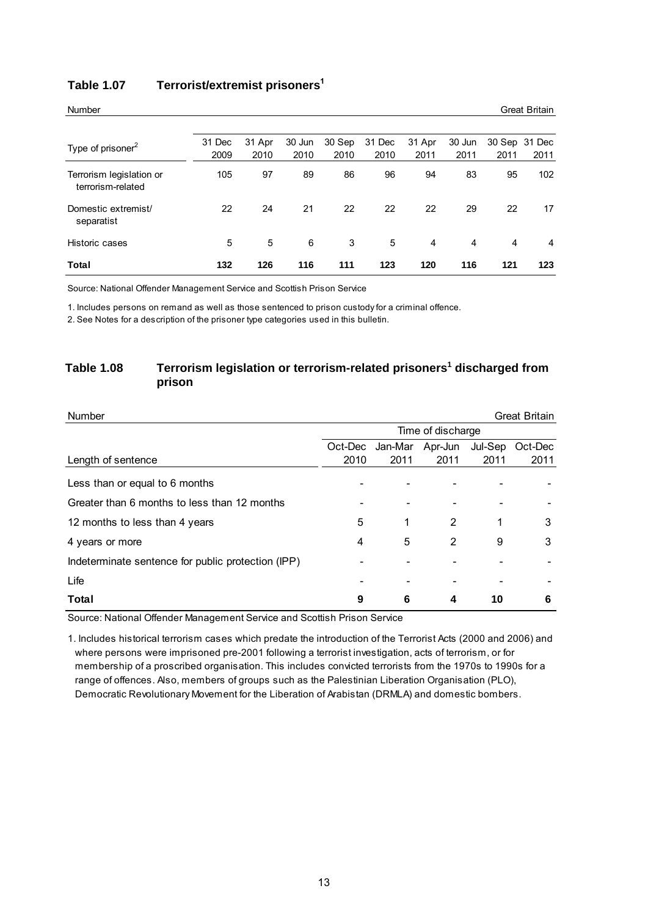### Table 1.07 Terrorist/extremist prisoners[1]

Number — Great Britain

| Type of prisoner[2] | 31 Dec 2009 | 31 Apr 2010 | 30 Jun 2010 | 30 Sep 2010 | 31 Dec 2010 | 31 Apr 2011 | 30 Jun 2011 | 30 Sep 2011 | 31 Dec 2011 |
|---|---|---|---|---|---|---|---|---|---|
| Terrorism legislation or terrorism-related | 105 | 97 | 89 | 86 | 96 | 94 | 83 | 95 | 102 |
| Domestic extremist/ separatist | 22 | 24 | 21 | 22 | 22 | 22 | 29 | 22 | 17 |
| Historic cases | 5 | 5 | 6 | 3 | 5 | 4 | 4 | 4 | 4 |
| **Total** | **132** | **126** | **116** | **111** | **123** | **120** | **116** | **121** | **123** |

Source: National Offender Management Service and Scottish Prison Service

1. Includes persons on remand as well as those sentenced to prison custody for a criminal offence.
2. See Notes for a description of the prisoner type categories used in this bulletin.

### Table 1.08 Terrorism legislation or terrorism-related prisoners[1] discharged from prison

Number — Great Britain

| | Time of discharge | | | | |
|---|---|---|---|---|---|
| Length of sentence | Oct-Dec 2010 | Jan-Mar 2011 | Apr-Jun 2011 | Jul-Sep 2011 | Oct-Dec 2011 |
| Less than or equal to 6 months | - | - | - | - | - |
| Greater than 6 months to less than 12 months | - | - | - | - | - |
| 12 months to less than 4 years | 5 | 1 | 2 | 1 | 3 |
| 4 years or more | 4 | 5 | 2 | 9 | 3 |
| Indeterminate sentence for public protection (IPP) | - | - | - | - | - |
| Life | - | - | - | - | - |
| **Total** | **9** | **6** | **4** | **10** | **6** |

Source: National Offender Management Service and Scottish Prison Service

1. Includes historical terrorism cases which predate the introduction of the Terrorist Acts (2000 and 2006) and where persons were imprisoned pre-2001 following a terrorist investigation, acts of terrorism, or for membership of a proscribed organisation. This includes convicted terrorists from the 1970s to 1990s for a range of offences. Also, members of groups such as the Palestinian Liberation Organisation (PLO), Democratic Revolutionary Movement for the Liberation of Arabistan (DRMLA) and domestic bombers.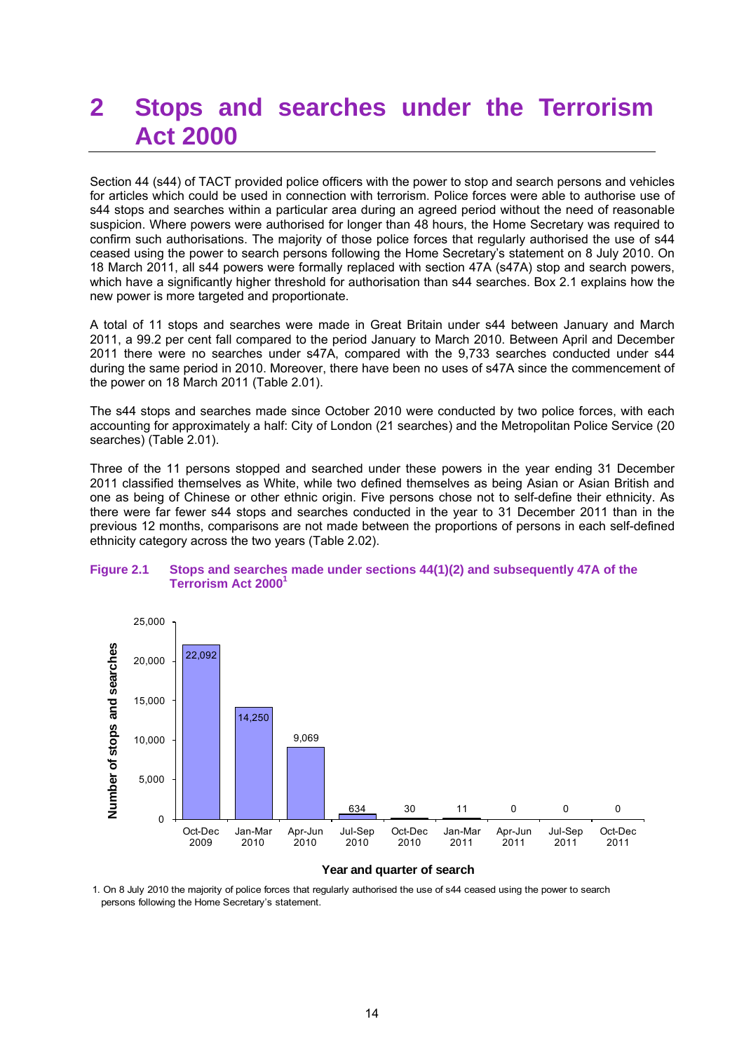# 2 Stops and searches under the Terrorism Act 2000

Section 44 (s44) of TACT provided police officers with the power to stop and search persons and vehicles for articles which could be used in connection with terrorism. Police forces were able to authorise use of s44 stops and searches within a particular area during an agreed period without the need of reasonable suspicion. Where powers were authorised for longer than 48 hours, the Home Secretary was required to confirm such authorisations. The majority of those police forces that regularly authorised the use of s44 ceased using the power to search persons following the Home Secretary's statement on 8 July 2010. On 18 March 2011, all s44 powers were formally replaced with section 47A (s47A) stop and search powers, which have a significantly higher threshold for authorisation than s44 searches. Box 2.1 explains how the new power is more targeted and proportionate.

A total of 11 stops and searches were made in Great Britain under s44 between January and March 2011, a 99.2 per cent fall compared to the period January to March 2010. Between April and December 2011 there were no searches under s47A, compared with the 9,733 searches conducted under s44 during the same period in 2010. Moreover, there have been no uses of s47A since the commencement of the power on 18 March 2011 (Table 2.01).

The s44 stops and searches made since October 2010 were conducted by two police forces, with each accounting for approximately a half: City of London (21 searches) and the Metropolitan Police Service (20 searches) (Table 2.01).

Three of the 11 persons stopped and searched under these powers in the year ending 31 December 2011 classified themselves as White, while two defined themselves as being Asian or Asian British and one as being of Chinese or other ethnic origin. Five persons chose not to self-define their ethnicity. As there were far fewer s44 stops and searches conducted in the year to 31 December 2011 than in the previous 12 months, comparisons are not made between the proportions of persons in each self-defined ethnicity category across the two years (Table 2.02).

**Figure 2.1 Stops and searches made under sections 44(1)(2) and subsequently 47A of the Terrorism Act 2000[1]**

| Year and quarter of search | Number of stops and searches |
|---|---|
| Oct-Dec 2009 | 22,092 |
| Jan-Mar 2010 | 14,250 |
| Apr-Jun 2010 | 9,069 |
| Jul-Sep 2010 | 634 |
| Oct-Dec 2010 | 30 |
| Jan-Mar 2011 | 11 |
| Apr-Jun 2011 | 0 |
| Jul-Sep 2011 | 0 |
| Oct-Dec 2011 | 0 |

1. On 8 July 2010 the majority of police forces that regularly authorised the use of s44 ceased using the power to search persons following the Home Secretary's statement.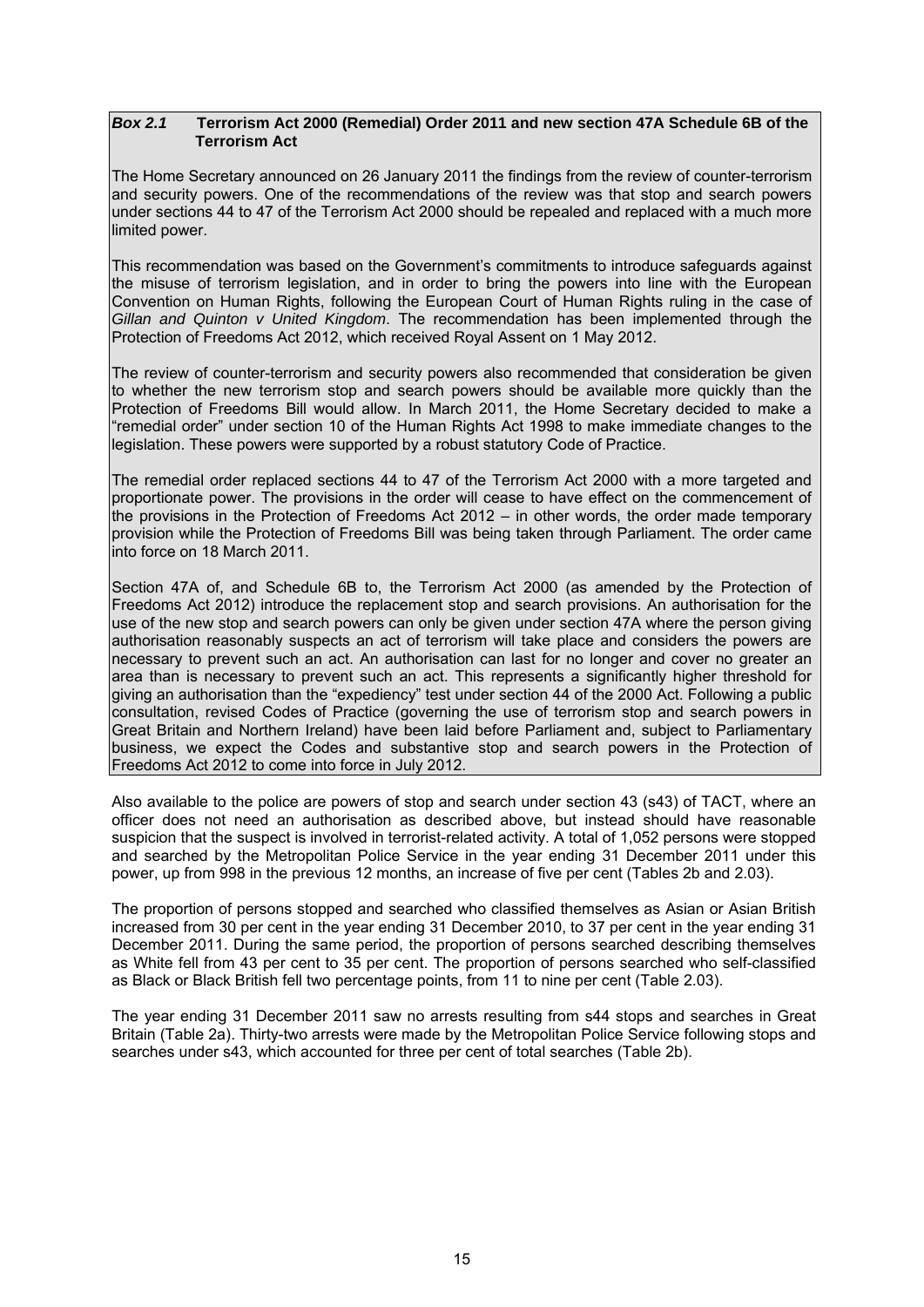***Box 2.1*** **Terrorism Act 2000 (Remedial) Order 2011 and new section 47A Schedule 6B of the Terrorism Act**

The Home Secretary announced on 26 January 2011 the findings from the review of counter-terrorism and security powers. One of the recommendations of the review was that stop and search powers under sections 44 to 47 of the Terrorism Act 2000 should be repealed and replaced with a much more limited power.

This recommendation was based on the Government's commitments to introduce safeguards against the misuse of terrorism legislation, and in order to bring the powers into line with the European Convention on Human Rights, following the European Court of Human Rights ruling in the case of *Gillan and Quinton v United Kingdom*. The recommendation has been implemented through the Protection of Freedoms Act 2012, which received Royal Assent on 1 May 2012.

The review of counter-terrorism and security powers also recommended that consideration be given to whether the new terrorism stop and search powers should be available more quickly than the Protection of Freedoms Bill would allow. In March 2011, the Home Secretary decided to make a "remedial order" under section 10 of the Human Rights Act 1998 to make immediate changes to the legislation. These powers were supported by a robust statutory Code of Practice.

The remedial order replaced sections 44 to 47 of the Terrorism Act 2000 with a more targeted and proportionate power. The provisions in the order will cease to have effect on the commencement of the provisions in the Protection of Freedoms Act 2012 – in other words, the order made temporary provision while the Protection of Freedoms Bill was being taken through Parliament. The order came into force on 18 March 2011.

Section 47A of, and Schedule 6B to, the Terrorism Act 2000 (as amended by the Protection of Freedoms Act 2012) introduce the replacement stop and search provisions. An authorisation for the use of the new stop and search powers can only be given under section 47A where the person giving authorisation reasonably suspects an act of terrorism will take place and considers the powers are necessary to prevent such an act. An authorisation can last for no longer and cover no greater an area than is necessary to prevent such an act. This represents a significantly higher threshold for giving an authorisation than the "expediency" test under section 44 of the 2000 Act. Following a public consultation, revised Codes of Practice (governing the use of terrorism stop and search powers in Great Britain and Northern Ireland) have been laid before Parliament and, subject to Parliamentary business, we expect the Codes and substantive stop and search powers in the Protection of Freedoms Act 2012 to come into force in July 2012.

Also available to the police are powers of stop and search under section 43 (s43) of TACT, where an officer does not need an authorisation as described above, but instead should have reasonable suspicion that the suspect is involved in terrorist-related activity. A total of 1,052 persons were stopped and searched by the Metropolitan Police Service in the year ending 31 December 2011 under this power, up from 998 in the previous 12 months, an increase of five per cent (Tables 2b and 2.03).

The proportion of persons stopped and searched who classified themselves as Asian or Asian British increased from 30 per cent in the year ending 31 December 2010, to 37 per cent in the year ending 31 December 2011. During the same period, the proportion of persons searched describing themselves as White fell from 43 per cent to 35 per cent. The proportion of persons searched who self-classified as Black or Black British fell two percentage points, from 11 to nine per cent (Table 2.03).

The year ending 31 December 2011 saw no arrests resulting from s44 stops and searches in Great Britain (Table 2a). Thirty-two arrests were made by the Metropolitan Police Service following stops and searches under s43, which accounted for three per cent of total searches (Table 2b).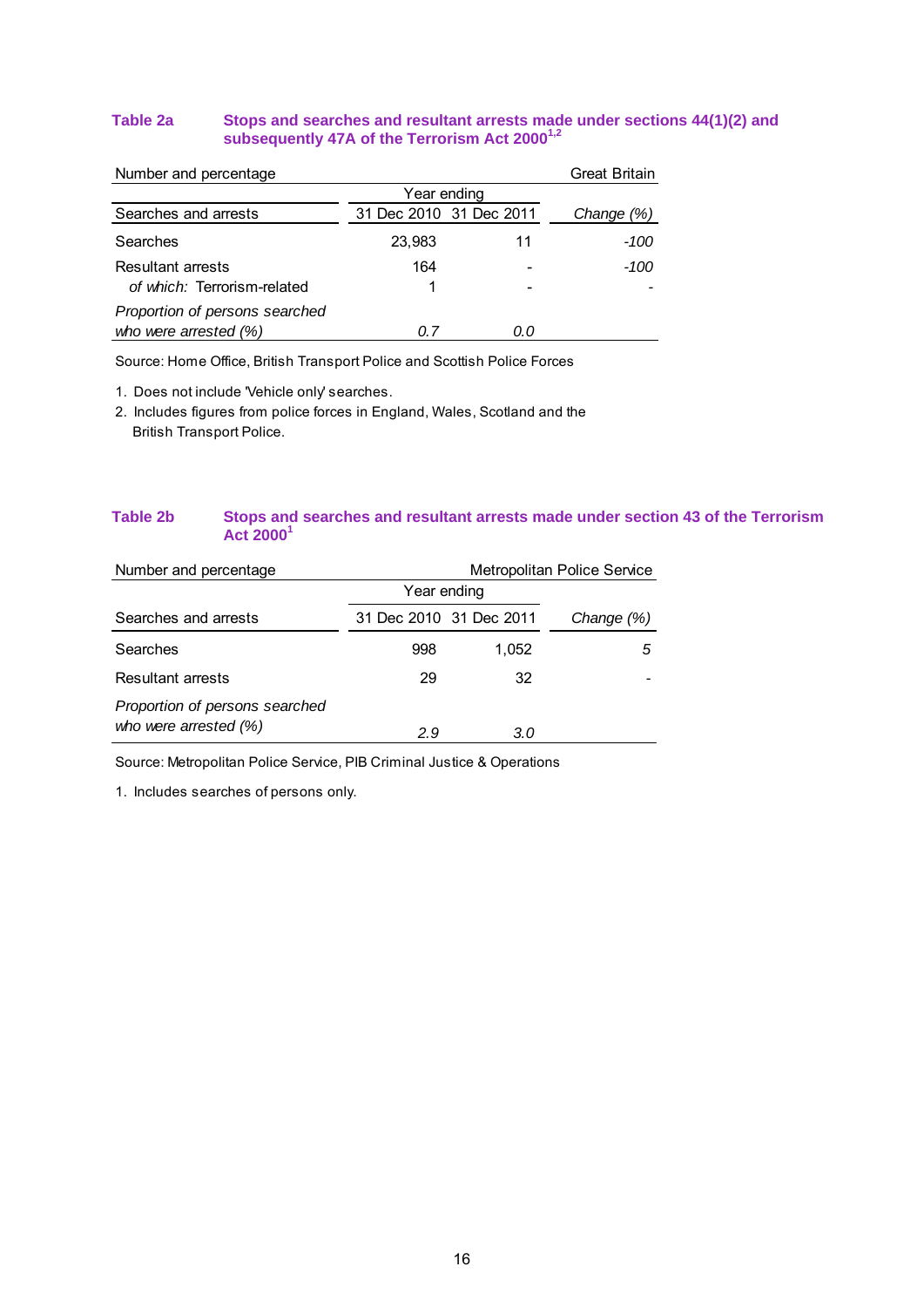**Table 2a** **Stops and searches and resultant arrests made under sections 44(1)(2) and subsequently 47A of the Terrorism Act 2000[1,2]**

Number and percentage — Great Britain

| Searches and arrests | Year ending 31 Dec 2010 | Year ending 31 Dec 2011 | *Change (%)* |
|---|---|---|---|
| Searches | 23,983 | 11 | *-100* |
| Resultant arrests | 164 | - | *-100* |
| *of which:* Terrorism-related | 1 | - | - |
| *Proportion of persons searched who were arrested (%)* | *0.7* | *0.0* | |

Source: Home Office, British Transport Police and Scottish Police Forces

1. Does not include 'Vehicle only' searches.
2. Includes figures from police forces in England, Wales, Scotland and the British Transport Police.

**Table 2b** **Stops and searches and resultant arrests made under section 43 of the Terrorism Act 2000[1]**

Number and percentage — Metropolitan Police Service

| Searches and arrests | Year ending 31 Dec 2010 | Year ending 31 Dec 2011 | *Change (%)* |
|---|---|---|---|
| Searches | 998 | 1,052 | *5* |
| Resultant arrests | 29 | 32 | - |
| *Proportion of persons searched who were arrested (%)* | *2.9* | *3.0* | |

Source: Metropolitan Police Service, PIB Criminal Justice & Operations

1. Includes searches of persons only.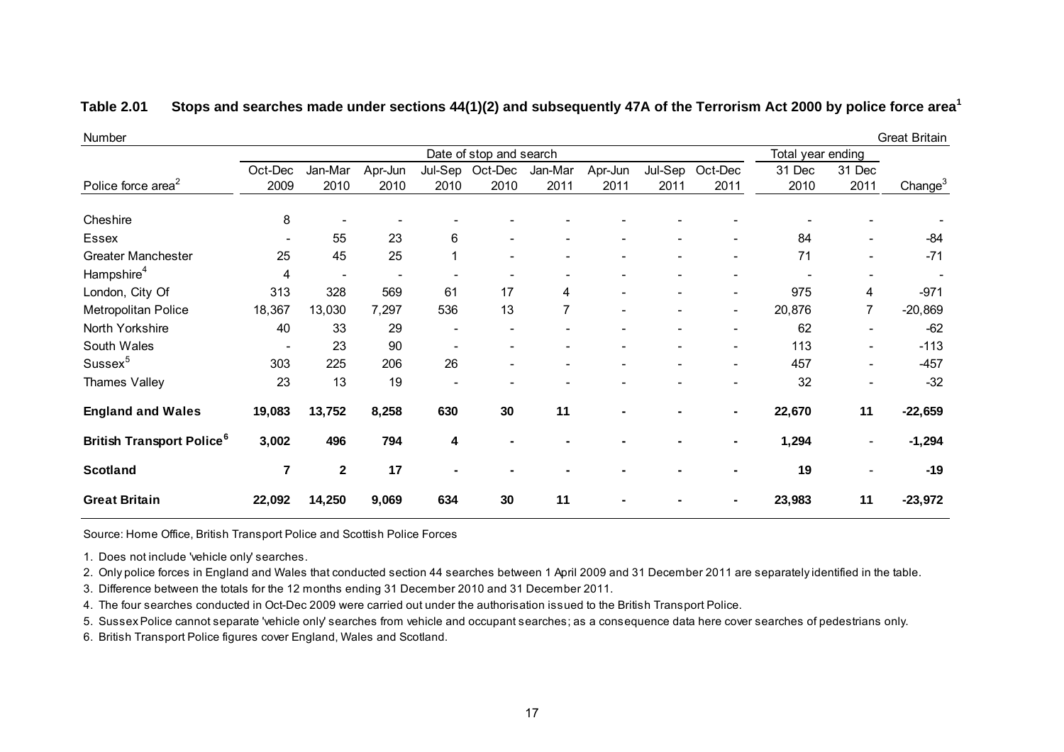**Table 2.01 Stops and searches made under sections 44(1)(2) and subsequently 47A of the Terrorism Act 2000 by police force area[1]**

Number | Great Britain

| Police force area[2] | Date of stop and search | | | | | | | | | Total year ending | | Change[3] |
|---|---|---|---|---|---|---|---|---|---|---|---|---|
| | Oct-Dec 2009 | Jan-Mar 2010 | Apr-Jun 2010 | Jul-Sep 2010 | Oct-Dec 2010 | Jan-Mar 2011 | Apr-Jun 2011 | Jul-Sep 2011 | Oct-Dec 2011 | 31 Dec 2010 | 31 Dec 2011 | |
| Cheshire | 8 | - | - | - | - | - | - | - | - | - | - | - |
| Essex | - | 55 | 23 | 6 | - | - | - | - | - | 84 | - | -84 |
| Greater Manchester | 25 | 45 | 25 | 1 | - | - | - | - | - | 71 | - | -71 |
| Hampshire[4] | 4 | - | - | - | - | - | - | - | - | - | - | - |
| London, City Of | 313 | 328 | 569 | 61 | 17 | 4 | - | - | - | 975 | 4 | -971 |
| Metropolitan Police | 18,367 | 13,030 | 7,297 | 536 | 13 | 7 | - | - | - | 20,876 | 7 | -20,869 |
| North Yorkshire | 40 | 33 | 29 | - | - | - | - | - | - | 62 | - | -62 |
| South Wales | - | 23 | 90 | - | - | - | - | - | - | 113 | - | -113 |
| Sussex[5] | 303 | 225 | 206 | 26 | - | - | - | - | - | 457 | - | -457 |
| Thames Valley | 23 | 13 | 19 | - | - | - | - | - | - | 32 | - | -32 |
| **England and Wales** | **19,083** | **13,752** | **8,258** | **630** | **30** | **11** | **-** | **-** | **-** | **22,670** | **11** | **-22,659** |
| **British Transport Police[6]** | **3,002** | **496** | **794** | **4** | **-** | **-** | **-** | **-** | **-** | **1,294** | - | **-1,294** |
| **Scotland** | **7** | **2** | **17** | **-** | **-** | **-** | **-** | **-** | **-** | **19** | - | **-19** |
| **Great Britain** | **22,092** | **14,250** | **9,069** | **634** | **30** | **11** | **-** | **-** | **-** | **23,983** | **11** | **-23,972** |

Source: Home Office, British Transport Police and Scottish Police Forces

1. Does not include 'vehicle only' searches.
2. Only police forces in England and Wales that conducted section 44 searches between 1 April 2009 and 31 December 2011 are separately identified in the table.
3. Difference between the totals for the 12 months ending 31 December 2010 and 31 December 2011.
4. The four searches conducted in Oct-Dec 2009 were carried out under the authorisation issued to the British Transport Police.
5. Sussex Police cannot separate 'vehicle only' searches from vehicle and occupant searches; as a consequence data here cover searches of pedestrians only.
6. British Transport Police figures cover England, Wales and Scotland.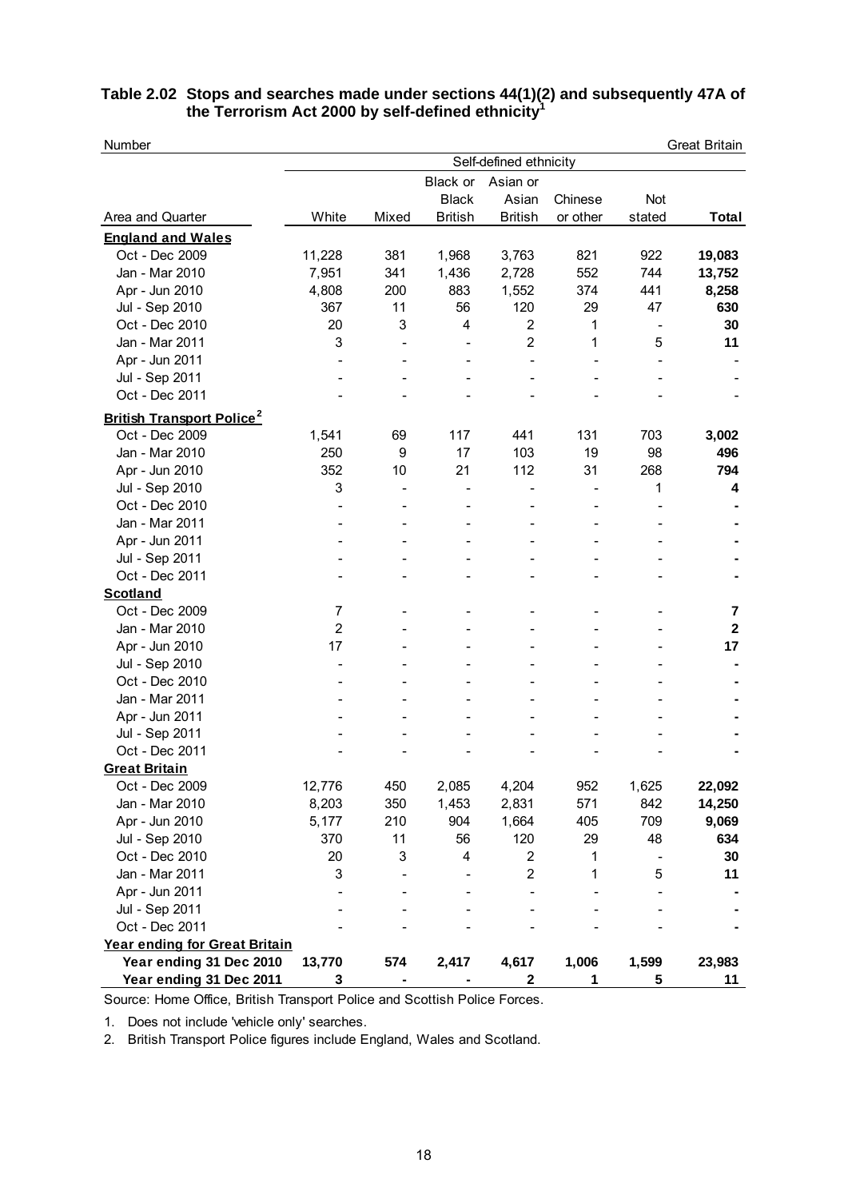**Table 2.02 Stops and searches made under sections 44(1)(2) and subsequently 47A of the Terrorism Act 2000 by self-defined ethnicity[1]**

Number | Great Britain

| Area and Quarter | Self-defined ethnicity | | | | | | |
|---|---|---|---|---|---|---|---|
| | White | Mixed | Black or Black British | Asian or Asian British | Chinese or other | Not stated | **Total** |
| **England and Wales** | | | | | | | |
| Oct - Dec 2009 | 11,228 | 381 | 1,968 | 3,763 | 821 | 922 | **19,083** |
| Jan - Mar 2010 | 7,951 | 341 | 1,436 | 2,728 | 552 | 744 | **13,752** |
| Apr - Jun 2010 | 4,808 | 200 | 883 | 1,552 | 374 | 441 | **8,258** |
| Jul - Sep 2010 | 367 | 11 | 56 | 120 | 29 | 47 | **630** |
| Oct - Dec 2010 | 20 | 3 | 4 | 2 | 1 | - | **30** |
| Jan - Mar 2011 | 3 | - | - | 2 | 1 | 5 | **11** |
| Apr - Jun 2011 | - | - | - | - | - | - | - |
| Jul - Sep 2011 | - | - | - | - | - | - | - |
| Oct - Dec 2011 | - | - | - | - | - | - | - |
| **British Transport Police[2]** | | | | | | | |
| Oct - Dec 2009 | 1,541 | 69 | 117 | 441 | 131 | 703 | **3,002** |
| Jan - Mar 2010 | 250 | 9 | 17 | 103 | 19 | 98 | **496** |
| Apr - Jun 2010 | 352 | 10 | 21 | 112 | 31 | 268 | **794** |
| Jul - Sep 2010 | 3 | - | - | - | - | 1 | **4** |
| Oct - Dec 2010 | - | - | - | - | - | - | **-** |
| Jan - Mar 2011 | - | - | - | - | - | - | **-** |
| Apr - Jun 2011 | - | - | - | - | - | - | **-** |
| Jul - Sep 2011 | - | - | - | - | - | - | **-** |
| Oct - Dec 2011 | - | - | - | - | - | - | **-** |
| **Scotland** | | | | | | | |
| Oct - Dec 2009 | 7 | - | - | - | - | - | **7** |
| Jan - Mar 2010 | 2 | - | - | - | - | - | **2** |
| Apr - Jun 2010 | 17 | - | - | - | - | - | **17** |
| Jul - Sep 2010 | - | - | - | - | - | - | **-** |
| Oct - Dec 2010 | - | - | - | - | - | - | **-** |
| Jan - Mar 2011 | - | - | - | - | - | - | **-** |
| Apr - Jun 2011 | - | - | - | - | - | - | **-** |
| Jul - Sep 2011 | - | - | - | - | - | - | **-** |
| Oct - Dec 2011 | - | - | - | - | - | - | **-** |
| **Great Britain** | | | | | | | |
| Oct - Dec 2009 | 12,776 | 450 | 2,085 | 4,204 | 952 | 1,625 | **22,092** |
| Jan - Mar 2010 | 8,203 | 350 | 1,453 | 2,831 | 571 | 842 | **14,250** |
| Apr - Jun 2010 | 5,177 | 210 | 904 | 1,664 | 405 | 709 | **9,069** |
| Jul - Sep 2010 | 370 | 11 | 56 | 120 | 29 | 48 | **634** |
| Oct - Dec 2010 | 20 | 3 | 4 | 2 | 1 | - | **30** |
| Jan - Mar 2011 | 3 | - | - | 2 | 1 | 5 | **11** |
| Apr - Jun 2011 | - | - | - | - | - | - | **-** |
| Jul - Sep 2011 | - | - | - | - | - | - | **-** |
| Oct - Dec 2011 | - | - | - | - | - | - | **-** |
| **Year ending for Great Britain** | | | | | | | |
| **Year ending 31 Dec 2010** | **13,770** | **574** | **2,417** | **4,617** | **1,006** | **1,599** | **23,983** |
| **Year ending 31 Dec 2011** | **3** | **-** | **-** | **2** | **1** | **5** | **11** |

Source: Home Office, British Transport Police and Scottish Police Forces.

1. Does not include 'vehicle only' searches.
2. British Transport Police figures include England, Wales and Scotland.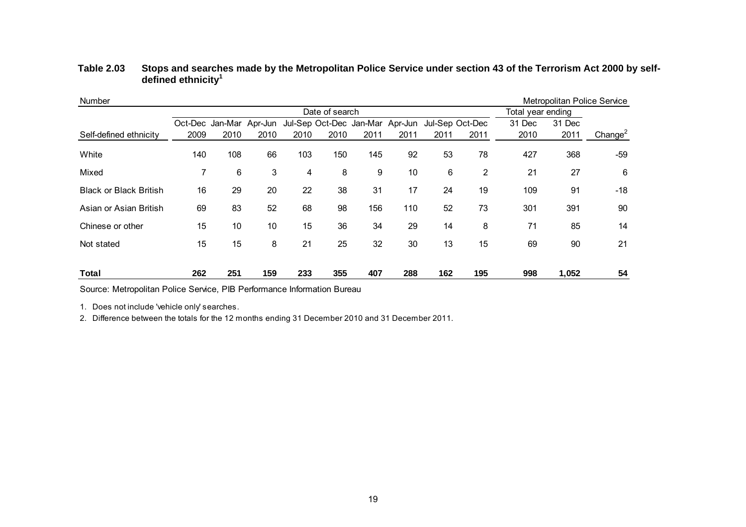**Table 2.03 Stops and searches made by the Metropolitan Police Service under section 43 of the Terrorism Act 2000 by self-defined ethnicity[1]**

Number | Metropolitan Police Service

| Self-defined ethnicity | Date of search | | | | | | | | | Total year ending | | |
|---|---|---|---|---|---|---|---|---|---|---|---|---|
| | Oct-Dec 2009 | Jan-Mar 2010 | Apr-Jun 2010 | Jul-Sep 2010 | Oct-Dec 2010 | Jan-Mar 2011 | Apr-Jun 2011 | Jul-Sep 2011 | Oct-Dec 2011 | 31 Dec 2010 | 31 Dec 2011 | Change[2] |
| White | 140 | 108 | 66 | 103 | 150 | 145 | 92 | 53 | 78 | 427 | 368 | -59 |
| Mixed | 7 | 6 | 3 | 4 | 8 | 9 | 10 | 6 | 2 | 21 | 27 | 6 |
| Black or Black British | 16 | 29 | 20 | 22 | 38 | 31 | 17 | 24 | 19 | 109 | 91 | -18 |
| Asian or Asian British | 69 | 83 | 52 | 68 | 98 | 156 | 110 | 52 | 73 | 301 | 391 | 90 |
| Chinese or other | 15 | 10 | 10 | 15 | 36 | 34 | 29 | 14 | 8 | 71 | 85 | 14 |
| Not stated | 15 | 15 | 8 | 21 | 25 | 32 | 30 | 13 | 15 | 69 | 90 | 21 |
| **Total** | **262** | **251** | **159** | **233** | **355** | **407** | **288** | **162** | **195** | **998** | **1,052** | **54** |

Source: Metropolitan Police Service, PIB Performance Information Bureau

1. Does not include 'vehicle only' searches.
2. Difference between the totals for the 12 months ending 31 December 2010 and 31 December 2011.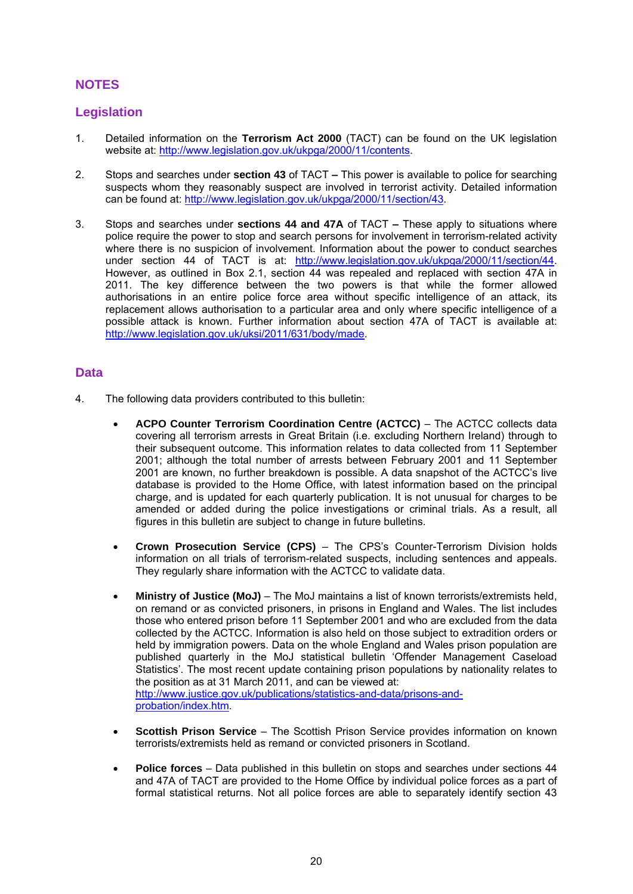## NOTES

### Legislation

1. Detailed information on the **Terrorism Act 2000** (TACT) can be found on the UK legislation website at: http://www.legislation.gov.uk/ukpga/2000/11/contents.

2. Stops and searches under **section 43** of TACT **–** This power is available to police for searching suspects whom they reasonably suspect are involved in terrorist activity. Detailed information can be found at: http://www.legislation.gov.uk/ukpga/2000/11/section/43.

3. Stops and searches under **sections 44 and 47A** of TACT **–** These apply to situations where police require the power to stop and search persons for involvement in terrorism-related activity where there is no suspicion of involvement. Information about the power to conduct searches under section 44 of TACT is at: http://www.legislation.gov.uk/ukpga/2000/11/section/44. However, as outlined in Box 2.1, section 44 was repealed and replaced with section 47A in 2011. The key difference between the two powers is that while the former allowed authorisations in an entire police force area without specific intelligence of an attack, its replacement allows authorisation to a particular area and only where specific intelligence of a possible attack is known. Further information about section 47A of TACT is available at: http://www.legislation.gov.uk/uksi/2011/631/body/made.

### Data

4. The following data providers contributed to this bulletin:

   - **ACPO Counter Terrorism Coordination Centre (ACTCC)** – The ACTCC collects data covering all terrorism arrests in Great Britain (i.e. excluding Northern Ireland) through to their subsequent outcome. This information relates to data collected from 11 September 2001; although the total number of arrests between February 2001 and 11 September 2001 are known, no further breakdown is possible. A data snapshot of the ACTCC's live database is provided to the Home Office, with latest information based on the principal charge, and is updated for each quarterly publication. It is not unusual for charges to be amended or added during the police investigations or criminal trials. As a result, all figures in this bulletin are subject to change in future bulletins.

   - **Crown Prosecution Service (CPS)** – The CPS's Counter-Terrorism Division holds information on all trials of terrorism-related suspects, including sentences and appeals. They regularly share information with the ACTCC to validate data.

   - **Ministry of Justice (MoJ)** – The MoJ maintains a list of known terrorists/extremists held, on remand or as convicted prisoners, in prisons in England and Wales. The list includes those who entered prison before 11 September 2001 and who are excluded from the data collected by the ACTCC. Information is also held on those subject to extradition orders or held by immigration powers. Data on the whole England and Wales prison population are published quarterly in the MoJ statistical bulletin 'Offender Management Caseload Statistics'. The most recent update containing prison populations by nationality relates to the position as at 31 March 2011, and can be viewed at: http://www.justice.gov.uk/publications/statistics-and-data/prisons-and-probation/index.htm.

   - **Scottish Prison Service** – The Scottish Prison Service provides information on known terrorists/extremists held as remand or convicted prisoners in Scotland.

   - **Police forces** – Data published in this bulletin on stops and searches under sections 44 and 47A of TACT are provided to the Home Office by individual police forces as a part of formal statistical returns. Not all police forces are able to separately identify section 43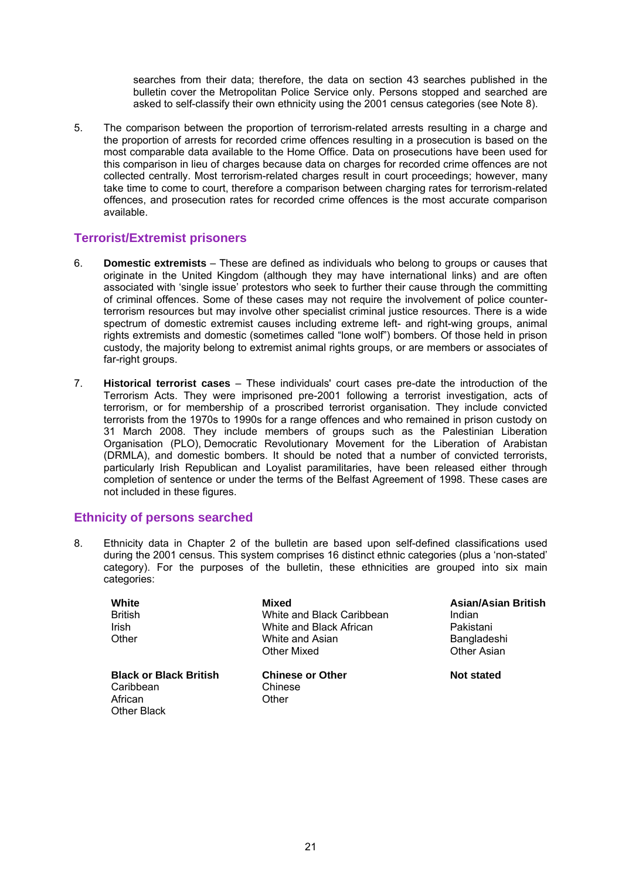searches from their data; therefore, the data on section 43 searches published in the bulletin cover the Metropolitan Police Service only. Persons stopped and searched are asked to self-classify their own ethnicity using the 2001 census categories (see Note 8).

5. The comparison between the proportion of terrorism-related arrests resulting in a charge and the proportion of arrests for recorded crime offences resulting in a prosecution is based on the most comparable data available to the Home Office. Data on prosecutions have been used for this comparison in lieu of charges because data on charges for recorded crime offences are not collected centrally. Most terrorism-related charges result in court proceedings; however, many take time to come to court, therefore a comparison between charging rates for terrorism-related offences, and prosecution rates for recorded crime offences is the most accurate comparison available.

## Terrorist/Extremist prisoners

6. **Domestic extremists** – These are defined as individuals who belong to groups or causes that originate in the United Kingdom (although they may have international links) and are often associated with 'single issue' protestors who seek to further their cause through the committing of criminal offences. Some of these cases may not require the involvement of police counter-terrorism resources but may involve other specialist criminal justice resources. There is a wide spectrum of domestic extremist causes including extreme left- and right-wing groups, animal rights extremists and domestic (sometimes called "lone wolf") bombers. Of those held in prison custody, the majority belong to extremist animal rights groups, or are members or associates of far-right groups.

7. **Historical terrorist cases** – These individuals' court cases pre-date the introduction of the Terrorism Acts. They were imprisoned pre-2001 following a terrorist investigation, acts of terrorism, or for membership of a proscribed terrorist organisation. They include convicted terrorists from the 1970s to 1990s for a range offences and who remained in prison custody on 31 March 2008. They include members of groups such as the Palestinian Liberation Organisation (PLO), Democratic Revolutionary Movement for the Liberation of Arabistan (DRMLA), and domestic bombers. It should be noted that a number of convicted terrorists, particularly Irish Republican and Loyalist paramilitaries, have been released either through completion of sentence or under the terms of the Belfast Agreement of 1998. These cases are not included in these figures.

## Ethnicity of persons searched

8. Ethnicity data in Chapter 2 of the bulletin are based upon self-defined classifications used during the 2001 census. This system comprises 16 distinct ethnic categories (plus a 'non-stated' category). For the purposes of the bulletin, these ethnicities are grouped into six main categories:

**White**
British
Irish
Other

**Mixed**
White and Black Caribbean
White and Black African
White and Asian
Other Mixed

**Asian/Asian British**
Indian
Pakistani
Bangladeshi
Other Asian

**Black or Black British**
Caribbean
African
Other Black

**Chinese or Other**
Chinese
Other

**Not stated**